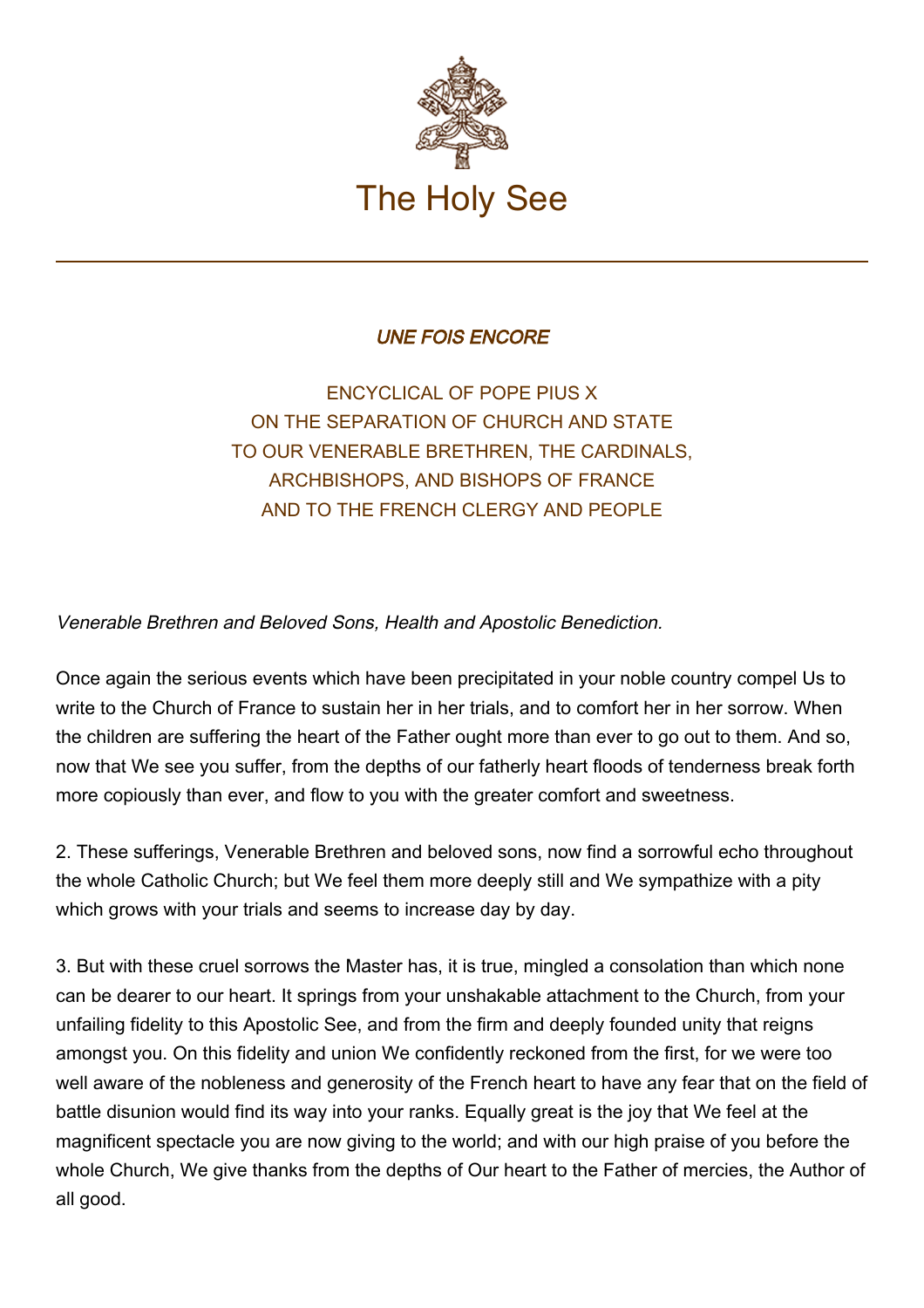The Holy See

# *UNE FOIS ENCORE*

ENCYCLICAL OF POPE PIUS X
ON THE SEPARATION OF CHURCH AND STATE
TO OUR VENERABLE BRETHREN, THE CARDINALS,
ARCHBISHOPS, AND BISHOPS OF FRANCE
AND TO THE FRENCH CLERGY AND PEOPLE

*Venerable Brethren and Beloved Sons, Health and Apostolic Benediction.*

Once again the serious events which have been precipitated in your noble country compel Us to write to the Church of France to sustain her in her trials, and to comfort her in her sorrow. When the children are suffering the heart of the Father ought more than ever to go out to them. And so, now that We see you suffer, from the depths of our fatherly heart floods of tenderness break forth more copiously than ever, and flow to you with the greater comfort and sweetness.

2. These sufferings, Venerable Brethren and beloved sons, now find a sorrowful echo throughout the whole Catholic Church; but We feel them more deeply still and We sympathize with a pity which grows with your trials and seems to increase day by day.

3. But with these cruel sorrows the Master has, it is true, mingled a consolation than which none can be dearer to our heart. It springs from your unshakable attachment to the Church, from your unfailing fidelity to this Apostolic See, and from the firm and deeply founded unity that reigns amongst you. On this fidelity and union We confidently reckoned from the first, for we were too well aware of the nobleness and generosity of the French heart to have any fear that on the field of battle disunion would find its way into your ranks. Equally great is the joy that We feel at the magnificent spectacle you are now giving to the world; and with our high praise of you before the whole Church, We give thanks from the depths of Our heart to the Father of mercies, the Author of all good.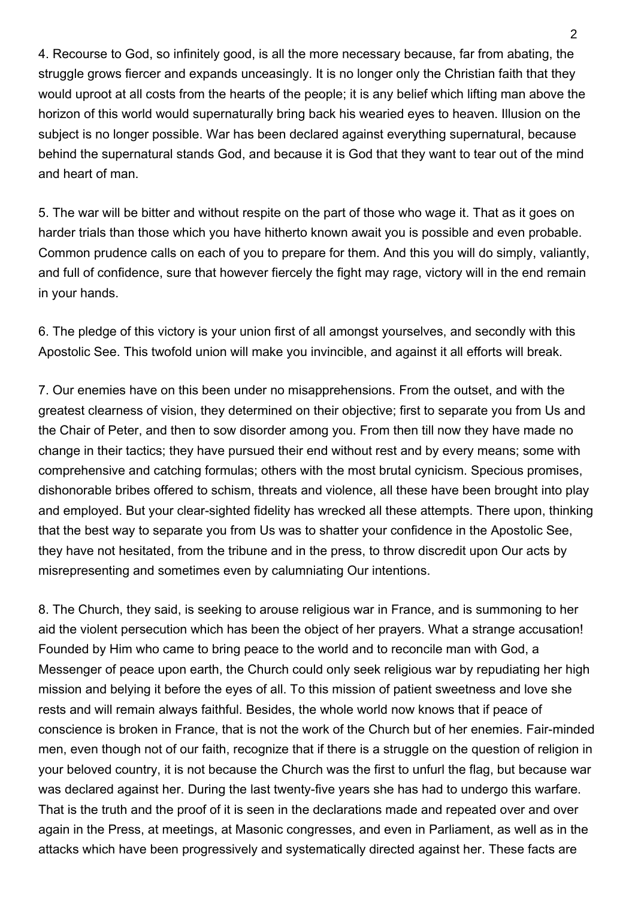4. Recourse to God, so infinitely good, is all the more necessary because, far from abating, the struggle grows fiercer and expands unceasingly. It is no longer only the Christian faith that they would uproot at all costs from the hearts of the people; it is any belief which lifting man above the horizon of this world would supernaturally bring back his wearied eyes to heaven. Illusion on the subject is no longer possible. War has been declared against everything supernatural, because behind the supernatural stands God, and because it is God that they want to tear out of the mind and heart of man.

5. The war will be bitter and without respite on the part of those who wage it. That as it goes on harder trials than those which you have hitherto known await you is possible and even probable. Common prudence calls on each of you to prepare for them. And this you will do simply, valiantly, and full of confidence, sure that however fiercely the fight may rage, victory will in the end remain in your hands.

6. The pledge of this victory is your union first of all amongst yourselves, and secondly with this Apostolic See. This twofold union will make you invincible, and against it all efforts will break.

7. Our enemies have on this been under no misapprehensions. From the outset, and with the greatest clearness of vision, they determined on their objective; first to separate you from Us and the Chair of Peter, and then to sow disorder among you. From then till now they have made no change in their tactics; they have pursued their end without rest and by every means; some with comprehensive and catching formulas; others with the most brutal cynicism. Specious promises, dishonorable bribes offered to schism, threats and violence, all these have been brought into play and employed. But your clear-sighted fidelity has wrecked all these attempts. There upon, thinking that the best way to separate you from Us was to shatter your confidence in the Apostolic See, they have not hesitated, from the tribune and in the press, to throw discredit upon Our acts by misrepresenting and sometimes even by calumniating Our intentions.

8. The Church, they said, is seeking to arouse religious war in France, and is summoning to her aid the violent persecution which has been the object of her prayers. What a strange accusation! Founded by Him who came to bring peace to the world and to reconcile man with God, a Messenger of peace upon earth, the Church could only seek religious war by repudiating her high mission and belying it before the eyes of all. To this mission of patient sweetness and love she rests and will remain always faithful. Besides, the whole world now knows that if peace of conscience is broken in France, that is not the work of the Church but of her enemies. Fair-minded men, even though not of our faith, recognize that if there is a struggle on the question of religion in your beloved country, it is not because the Church was the first to unfurl the flag, but because war was declared against her. During the last twenty-five years she has had to undergo this warfare. That is the truth and the proof of it is seen in the declarations made and repeated over and over again in the Press, at meetings, at Masonic congresses, and even in Parliament, as well as in the attacks which have been progressively and systematically directed against her. These facts are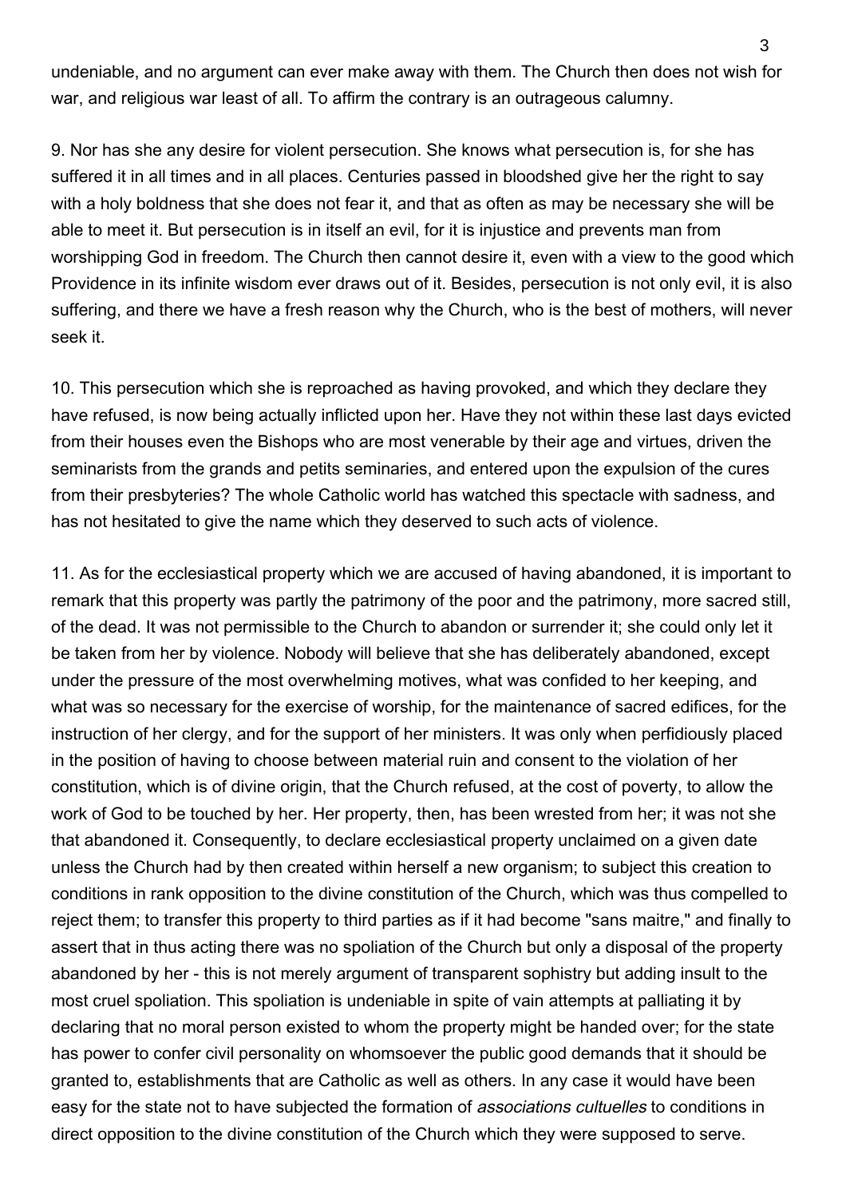undeniable, and no argument can ever make away with them. The Church then does not wish for war, and religious war least of all. To affirm the contrary is an outrageous calumny.

9. Nor has she any desire for violent persecution. She knows what persecution is, for she has suffered it in all times and in all places. Centuries passed in bloodshed give her the right to say with a holy boldness that she does not fear it, and that as often as may be necessary she will be able to meet it. But persecution is in itself an evil, for it is injustice and prevents man from worshipping God in freedom. The Church then cannot desire it, even with a view to the good which Providence in its infinite wisdom ever draws out of it. Besides, persecution is not only evil, it is also suffering, and there we have a fresh reason why the Church, who is the best of mothers, will never seek it.

10. This persecution which she is reproached as having provoked, and which they declare they have refused, is now being actually inflicted upon her. Have they not within these last days evicted from their houses even the Bishops who are most venerable by their age and virtues, driven the seminarists from the grands and petits seminaries, and entered upon the expulsion of the cures from their presbyteries? The whole Catholic world has watched this spectacle with sadness, and has not hesitated to give the name which they deserved to such acts of violence.

11. As for the ecclesiastical property which we are accused of having abandoned, it is important to remark that this property was partly the patrimony of the poor and the patrimony, more sacred still, of the dead. It was not permissible to the Church to abandon or surrender it; she could only let it be taken from her by violence. Nobody will believe that she has deliberately abandoned, except under the pressure of the most overwhelming motives, what was confided to her keeping, and what was so necessary for the exercise of worship, for the maintenance of sacred edifices, for the instruction of her clergy, and for the support of her ministers. It was only when perfidiously placed in the position of having to choose between material ruin and consent to the violation of her constitution, which is of divine origin, that the Church refused, at the cost of poverty, to allow the work of God to be touched by her. Her property, then, has been wrested from her; it was not she that abandoned it. Consequently, to declare ecclesiastical property unclaimed on a given date unless the Church had by then created within herself a new organism; to subject this creation to conditions in rank opposition to the divine constitution of the Church, which was thus compelled to reject them; to transfer this property to third parties as if it had become "sans maitre," and finally to assert that in thus acting there was no spoliation of the Church but only a disposal of the property abandoned by her - this is not merely argument of transparent sophistry but adding insult to the most cruel spoliation. This spoliation is undeniable in spite of vain attempts at palliating it by declaring that no moral person existed to whom the property might be handed over; for the state has power to confer civil personality on whomsoever the public good demands that it should be granted to, establishments that are Catholic as well as others. In any case it would have been easy for the state not to have subjected the formation of *associations cultuelles* to conditions in direct opposition to the divine constitution of the Church which they were supposed to serve.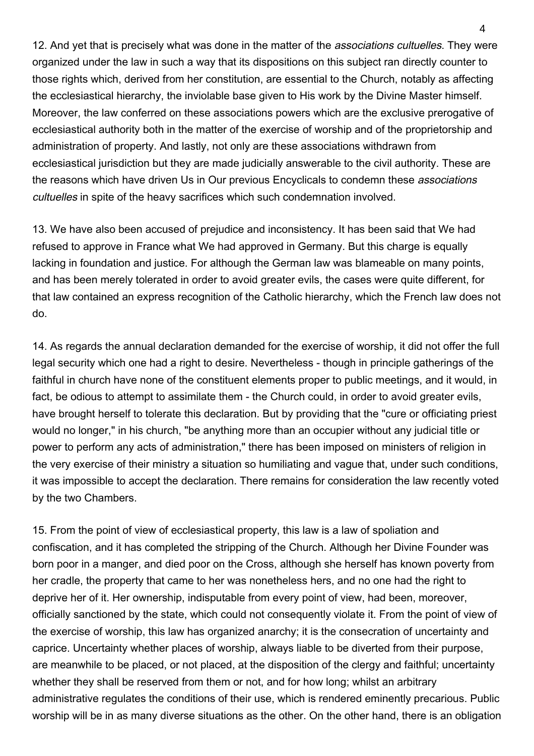12. And yet that is precisely what was done in the matter of the *associations cultuelles*. They were organized under the law in such a way that its dispositions on this subject ran directly counter to those rights which, derived from her constitution, are essential to the Church, notably as affecting the ecclesiastical hierarchy, the inviolable base given to His work by the Divine Master himself. Moreover, the law conferred on these associations powers which are the exclusive prerogative of ecclesiastical authority both in the matter of the exercise of worship and of the proprietorship and administration of property. And lastly, not only are these associations withdrawn from ecclesiastical jurisdiction but they are made judicially answerable to the civil authority. These are the reasons which have driven Us in Our previous Encyclicals to condemn these *associations cultuelles* in spite of the heavy sacrifices which such condemnation involved.

13. We have also been accused of prejudice and inconsistency. It has been said that We had refused to approve in France what We had approved in Germany. But this charge is equally lacking in foundation and justice. For although the German law was blameable on many points, and has been merely tolerated in order to avoid greater evils, the cases were quite different, for that law contained an express recognition of the Catholic hierarchy, which the French law does not do.

14. As regards the annual declaration demanded for the exercise of worship, it did not offer the full legal security which one had a right to desire. Nevertheless - though in principle gatherings of the faithful in church have none of the constituent elements proper to public meetings, and it would, in fact, be odious to attempt to assimilate them - the Church could, in order to avoid greater evils, have brought herself to tolerate this declaration. But by providing that the "cure or officiating priest would no longer," in his church, "be anything more than an occupier without any judicial title or power to perform any acts of administration," there has been imposed on ministers of religion in the very exercise of their ministry a situation so humiliating and vague that, under such conditions, it was impossible to accept the declaration. There remains for consideration the law recently voted by the two Chambers.

15. From the point of view of ecclesiastical property, this law is a law of spoliation and confiscation, and it has completed the stripping of the Church. Although her Divine Founder was born poor in a manger, and died poor on the Cross, although she herself has known poverty from her cradle, the property that came to her was nonetheless hers, and no one had the right to deprive her of it. Her ownership, indisputable from every point of view, had been, moreover, officially sanctioned by the state, which could not consequently violate it. From the point of view of the exercise of worship, this law has organized anarchy; it is the consecration of uncertainty and caprice. Uncertainty whether places of worship, always liable to be diverted from their purpose, are meanwhile to be placed, or not placed, at the disposition of the clergy and faithful; uncertainty whether they shall be reserved from them or not, and for how long; whilst an arbitrary administrative regulates the conditions of their use, which is rendered eminently precarious. Public worship will be in as many diverse situations as the other. On the other hand, there is an obligation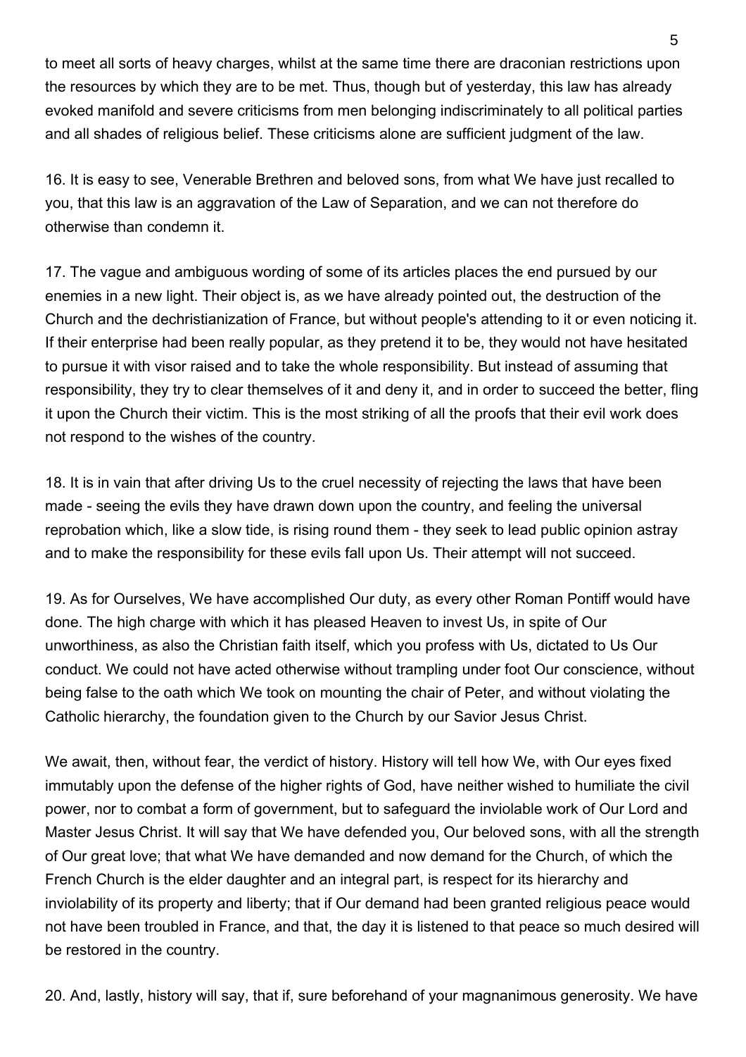to meet all sorts of heavy charges, whilst at the same time there are draconian restrictions upon the resources by which they are to be met. Thus, though but of yesterday, this law has already evoked manifold and severe criticisms from men belonging indiscriminately to all political parties and all shades of religious belief. These criticisms alone are sufficient judgment of the law.

16. It is easy to see, Venerable Brethren and beloved sons, from what We have just recalled to you, that this law is an aggravation of the Law of Separation, and we can not therefore do otherwise than condemn it.

17. The vague and ambiguous wording of some of its articles places the end pursued by our enemies in a new light. Their object is, as we have already pointed out, the destruction of the Church and the dechristianization of France, but without people's attending to it or even noticing it. If their enterprise had been really popular, as they pretend it to be, they would not have hesitated to pursue it with visor raised and to take the whole responsibility. But instead of assuming that responsibility, they try to clear themselves of it and deny it, and in order to succeed the better, fling it upon the Church their victim. This is the most striking of all the proofs that their evil work does not respond to the wishes of the country.

18. It is in vain that after driving Us to the cruel necessity of rejecting the laws that have been made - seeing the evils they have drawn down upon the country, and feeling the universal reprobation which, like a slow tide, is rising round them - they seek to lead public opinion astray and to make the responsibility for these evils fall upon Us. Their attempt will not succeed.

19. As for Ourselves, We have accomplished Our duty, as every other Roman Pontiff would have done. The high charge with which it has pleased Heaven to invest Us, in spite of Our unworthiness, as also the Christian faith itself, which you profess with Us, dictated to Us Our conduct. We could not have acted otherwise without trampling under foot Our conscience, without being false to the oath which We took on mounting the chair of Peter, and without violating the Catholic hierarchy, the foundation given to the Church by our Savior Jesus Christ.

We await, then, without fear, the verdict of history. History will tell how We, with Our eyes fixed immutably upon the defense of the higher rights of God, have neither wished to humiliate the civil power, nor to combat a form of government, but to safeguard the inviolable work of Our Lord and Master Jesus Christ. It will say that We have defended you, Our beloved sons, with all the strength of Our great love; that what We have demanded and now demand for the Church, of which the French Church is the elder daughter and an integral part, is respect for its hierarchy and inviolability of its property and liberty; that if Our demand had been granted religious peace would not have been troubled in France, and that, the day it is listened to that peace so much desired will be restored in the country.

20. And, lastly, history will say, that if, sure beforehand of your magnanimous generosity. We have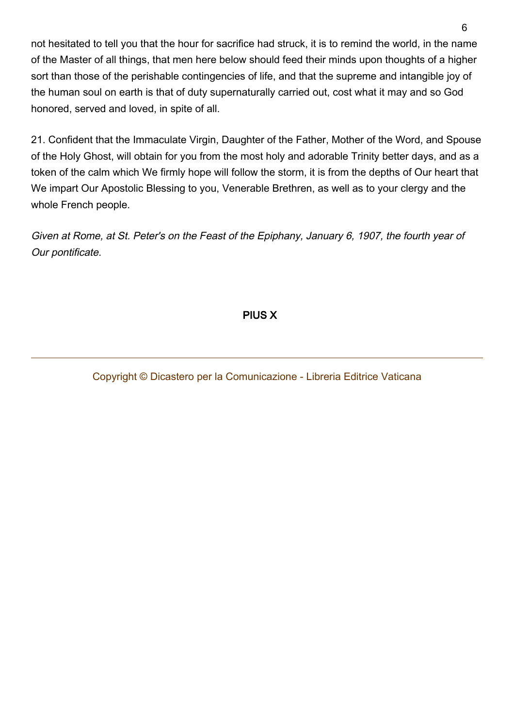not hesitated to tell you that the hour for sacrifice had struck, it is to remind the world, in the name of the Master of all things, that men here below should feed their minds upon thoughts of a higher sort than those of the perishable contingencies of life, and that the supreme and intangible joy of the human soul on earth is that of duty supernaturally carried out, cost what it may and so God honored, served and loved, in spite of all.

21. Confident that the Immaculate Virgin, Daughter of the Father, Mother of the Word, and Spouse of the Holy Ghost, will obtain for you from the most holy and adorable Trinity better days, and as a token of the calm which We firmly hope will follow the storm, it is from the depths of Our heart that We impart Our Apostolic Blessing to you, Venerable Brethren, as well as to your clergy and the whole French people.

*Given at Rome, at St. Peter's on the Feast of the Epiphany, January 6, 1907, the fourth year of Our pontificate.*

**PIUS X**

---

Copyright © Dicastero per la Comunicazione - Libreria Editrice Vaticana